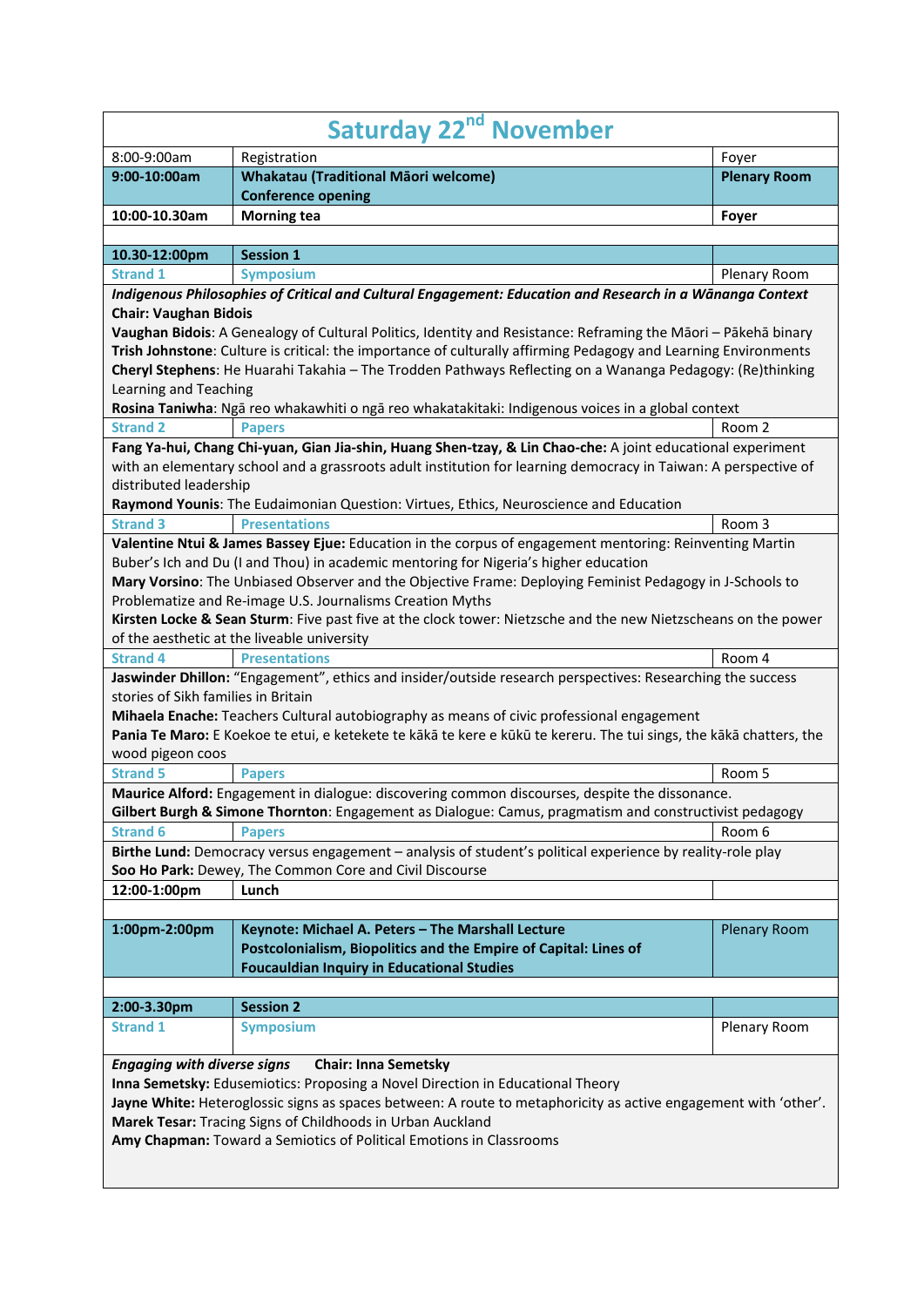## Saturday 22nd November

| | | |
|---|---|---|
| 8:00-9:00am | Registration | Foyer |
| **9:00-10:00am** | **Whakatau (Traditional Māori welcome)**<br>**Conference opening** | **Plenary Room** |
| **10:00-10.30am** | **Morning tea** | **Foyer** |

| | | |
|---|---|---|
| **10.30-12:00pm** | **Session 1** | |
| Strand 1 | Symposium | Plenary Room |

***Indigenous Philosophies of Critical and Cultural Engagement: Education and Research in a Wānanga Context***
**Chair: Vaughan Bidois**
**Vaughan Bidois**: A Genealogy of Cultural Politics, Identity and Resistance: Reframing the Māori – Pākehā binary
**Trish Johnstone**: Culture is critical: the importance of culturally affirming Pedagogy and Learning Environments
**Cheryl Stephens**: He Huarahi Takahia – The Trodden Pathways Reflecting on a Wananga Pedagogy: (Re)thinking Learning and Teaching
**Rosina Taniwha**: Ngā reo whakawhiti o ngā reo whakatakitaki: Indigenous voices in a global context

| | | |
|---|---|---|
| Strand 2 | Papers | Room 2 |

**Fang Ya-hui, Chang Chi-yuan, Gian Jia-shin, Huang Shen-tzay, & Lin Chao-che:** A joint educational experiment with an elementary school and a grassroots adult institution for learning democracy in Taiwan: A perspective of distributed leadership
**Raymond Younis**: The Eudaimonian Question: Virtues, Ethics, Neuroscience and Education

| | | |
|---|---|---|
| Strand 3 | Presentations | Room 3 |

**Valentine Ntui & James Bassey Ejue:** Education in the corpus of engagement mentoring: Reinventing Martin Buber's Ich and Du (I and Thou) in academic mentoring for Nigeria's higher education
**Mary Vorsino**: The Unbiased Observer and the Objective Frame: Deploying Feminist Pedagogy in J-Schools to Problematize and Re-image U.S. Journalisms Creation Myths
**Kirsten Locke & Sean Sturm**: Five past five at the clock tower: Nietzsche and the new Nietzscheans on the power of the aesthetic at the liveable university

| | | |
|---|---|---|
| Strand 4 | Presentations | Room 4 |

**Jaswinder Dhillon:** "Engagement", ethics and insider/outside research perspectives: Researching the success stories of Sikh families in Britain
**Mihaela Enache:** Teachers Cultural autobiography as means of civic professional engagement
**Pania Te Maro:** E Koekoe te etui, e ketekete te kākā te kere e kūkū te kereru. The tui sings, the kākā chatters, the wood pigeon coos

| | | |
|---|---|---|
| Strand 5 | Papers | Room 5 |

**Maurice Alford:** Engagement in dialogue: discovering common discourses, despite the dissonance.
**Gilbert Burgh & Simone Thornton**: Engagement as Dialogue: Camus, pragmatism and constructivist pedagogy

| | | |
|---|---|---|
| Strand 6 | Papers | Room 6 |

**Birthe Lund:** Democracy versus engagement – analysis of student's political experience by reality-role play
**Soo Ho Park:** Dewey, The Common Core and Civil Discourse

| | | |
|---|---|---|
| **12:00-1:00pm** | **Lunch** | |

| | | |
|---|---|---|
| **1:00pm-2:00pm** | **Keynote: Michael A. Peters – The Marshall Lecture**<br>**Postcolonialism, Biopolitics and the Empire of Capital: Lines of Foucauldian Inquiry in Educational Studies** | Plenary Room |

| | | |
|---|---|---|
| **2:00-3.30pm** | **Session 2** | |
| Strand 1 | Symposium | Plenary Room |

***Engaging with diverse signs*** **Chair: Inna Semetsky**
**Inna Semetsky:** Edusemiotics: Proposing a Novel Direction in Educational Theory
**Jayne White:** Heteroglossic signs as spaces between: A route to metaphoricity as active engagement with 'other'.
**Marek Tesar:** Tracing Signs of Childhoods in Urban Auckland
**Amy Chapman:** Toward a Semiotics of Political Emotions in Classrooms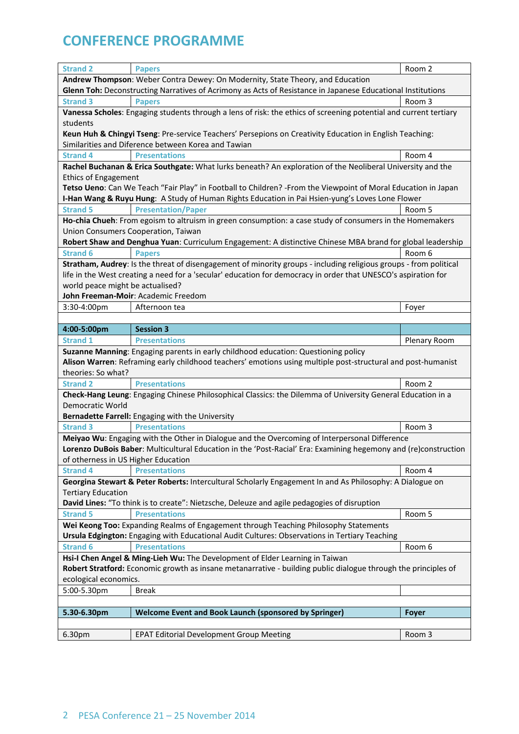# CONFERENCE PROGRAMME

| Strand 2 | Papers | Room 2 |
|---|---|---|
| **Andrew Thompson**: Weber Contra Dewey: On Modernity, State Theory, and Education<br>**Glenn Toh:** Deconstructing Narratives of Acrimony as Acts of Resistance in Japanese Educational Institutions | | |
| Strand 3 | Papers | Room 3 |
| **Vanessa Scholes**: Engaging students through a lens of risk: the ethics of screening potential and current tertiary students<br>**Keun Huh & Chingyi Tseng**: Pre-service Teachers' Persepions on Creativity Education in English Teaching: Similarities and Diference between Korea and Tawian | | |
| Strand 4 | Presentations | Room 4 |
| **Rachel Buchanan & Erica Southgate:** What lurks beneath? An exploration of the Neoliberal University and the Ethics of Engagement<br>**Tetso Ueno**: Can We Teach "Fair Play" in Football to Children? -From the Viewpoint of Moral Education in Japan<br>**I-Han Wang & Ruyu Hung**: A Study of Human Rights Education in Pai Hsien-yung's Loves Lone Flower | | |
| Strand 5 | Presentation/Paper | Room 5 |
| **Ho-chia Chueh**: From egoism to altruism in green consumption: a case study of consumers in the Homemakers Union Consumers Cooperation, Taiwan<br>**Robert Shaw and Denghua Yuan**: Curriculum Engagement: A distinctive Chinese MBA brand for global leadership | | |
| Strand 6 | Papers | Room 6 |
| **Stratham, Audrey**: Is the threat of disengagement of minority groups - including religious groups - from political life in the West creating a need for a 'secular' education for democracy in order that UNESCO's aspiration for world peace might be actualised?<br>**John Freeman-Moir**: Academic Freedom | | |
| 3:30-4:00pm | Afternoon tea | Foyer |
| | | |
| **4:00-5:00pm** | **Session 3** | |
| Strand 1 | Presentations | Plenary Room |
| **Suzanne Manning**: Engaging parents in early childhood education: Questioning policy<br>**Alison Warren**: Reframing early childhood teachers' emotions using multiple post-structural and post-humanist theories: So what? | | |
| Strand 2 | Presentations | Room 2 |
| **Check-Hang Leung**: Engaging Chinese Philosophical Classics: the Dilemma of University General Education in a Democratic World<br>**Bernadette Farrell:** Engaging with the University | | |
| Strand 3 | Presentations | Room 3 |
| **Meiyao Wu**: Engaging with the Other in Dialogue and the Overcoming of Interpersonal Difference<br>**Lorenzo DuBois Baber**: Multicultural Education in the 'Post-Racial' Era: Examining hegemony and (re)construction of otherness in US Higher Education | | |
| Strand 4 | Presentations | Room 4 |
| **Georgina Stewart & Peter Roberts:** Intercultural Scholarly Engagement In and As Philosophy: A Dialogue on Tertiary Education<br>**David Lines:** "To think is to create": Nietzsche, Deleuze and agile pedagogies of disruption | | |
| Strand 5 | Presentations | Room 5 |
| **Wei Keong Too:** Expanding Realms of Engagement through Teaching Philosophy Statements<br>**Ursula Edgington:** Engaging with Educational Audit Cultures: Observations in Tertiary Teaching | | |
| Strand 6 | Presentations | Room 6 |
| **Hsi-I Chen Angel & Ming-Lieh Wu:** The Development of Elder Learning in Taiwan<br>**Robert Stratford:** Economic growth as insane metanarrative - building public dialogue through the principles of ecological economics. | | |
| 5:00-5.30pm | Break | |
| | | |
| **5.30-6.30pm** | **Welcome Event and Book Launch (sponsored by Springer)** | **Foyer** |
| | | |
| 6.30pm | EPAT Editorial Development Group Meeting | Room 3 |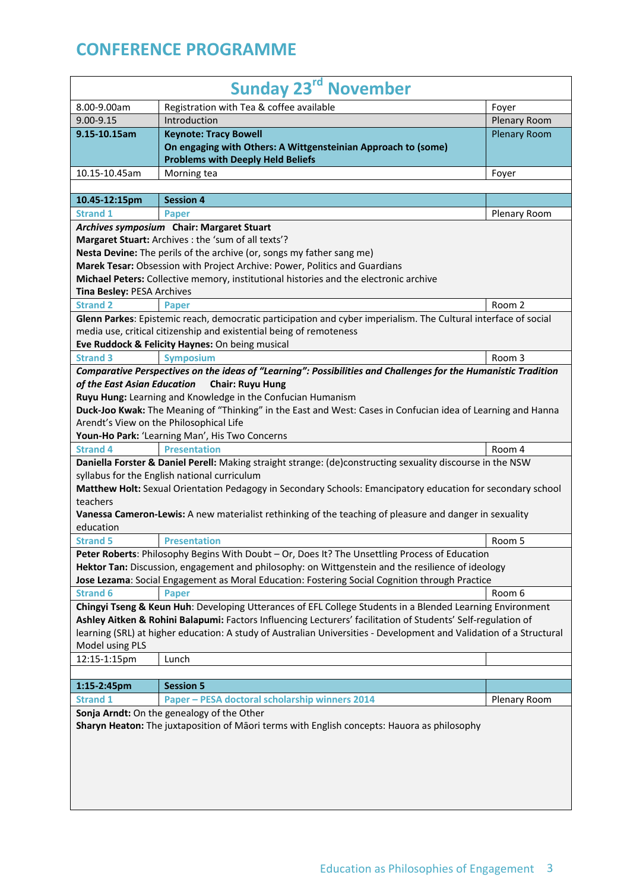# CONFERENCE PROGRAMME

| Sunday 23rd November | | |
|---|---|---|
| 8.00-9.00am | Registration with Tea & coffee available | Foyer |
| 9.00-9.15 | Introduction | Plenary Room |
| **9.15-10.15am** | **Keynote: Tracy Bowell**<br>**On engaging with Others: A Wittgensteinian Approach to (some) Problems with Deeply Held Beliefs** | Plenary Room |
| 10.15-10.45am | Morning tea | Foyer |
| | | |
| **10.45-12:15pm** | **Session 4** | |
| **Strand 1** | **Paper** | Plenary Room |
| ***Archives symposium*** **Chair: Margaret Stuart**<br>**Margaret Stuart:** Archives : the 'sum of all texts'?<br>**Nesta Devine:** The perils of the archive (or, songs my father sang me)<br>**Marek Tesar:** Obsession with Project Archive: Power, Politics and Guardians<br>**Michael Peters:** Collective memory, institutional histories and the electronic archive<br>**Tina Besley:** PESA Archives | | |
| **Strand 2** | **Paper** | Room 2 |
| **Glenn Parkes**: Epistemic reach, democratic participation and cyber imperialism. The Cultural interface of social media use, critical citizenship and existential being of remoteness<br>**Eve Ruddock & Felicity Haynes:** On being musical | | |
| **Strand 3** | **Symposium** | Room 3 |
| ***Comparative Perspectives on the ideas of "Learning": Possibilities and Challenges for the Humanistic Tradition of the East Asian Education*** **Chair: Ruyu Hung**<br>**Ruyu Hung:** Learning and Knowledge in the Confucian Humanism<br>**Duck-Joo Kwak:** The Meaning of "Thinking" in the East and West: Cases in Confucian idea of Learning and Hanna Arendt's View on the Philosophical Life<br>**Youn-Ho Park:** 'Learning Man', His Two Concerns | | |
| **Strand 4** | **Presentation** | Room 4 |
| **Daniella Forster & Daniel Perell:** Making straight strange: (de)constructing sexuality discourse in the NSW syllabus for the English national curriculum<br>**Matthew Holt:** Sexual Orientation Pedagogy in Secondary Schools: Emancipatory education for secondary school teachers<br>**Vanessa Cameron-Lewis:** A new materialist rethinking of the teaching of pleasure and danger in sexuality education | | |
| **Strand 5** | **Presentation** | Room 5 |
| **Peter Roberts**: Philosophy Begins With Doubt – Or, Does It? The Unsettling Process of Education<br>**Hektor Tan:** Discussion, engagement and philosophy: on Wittgenstein and the resilience of ideology<br>**Jose Lezama**: Social Engagement as Moral Education: Fostering Social Cognition through Practice | | |
| **Strand 6** | **Paper** | Room 6 |
| **Chingyi Tseng & Keun Huh**: Developing Utterances of EFL College Students in a Blended Learning Environment<br>**Ashley Aitken & Rohini Balapumi:** Factors Influencing Lecturers' facilitation of Students' Self-regulation of learning (SRL) at higher education: A study of Australian Universities - Development and Validation of a Structural Model using PLS | | |
| 12:15-1:15pm | Lunch | |
| | | |
| **1:15-2:45pm** | **Session 5** | |
| **Strand 1** | **Paper – PESA doctoral scholarship winners 2014** | Plenary Room |
| **Sonja Arndt:** On the genealogy of the Other<br>**Sharyn Heaton:** The juxtaposition of Māori terms with English concepts: Hauora as philosophy | | |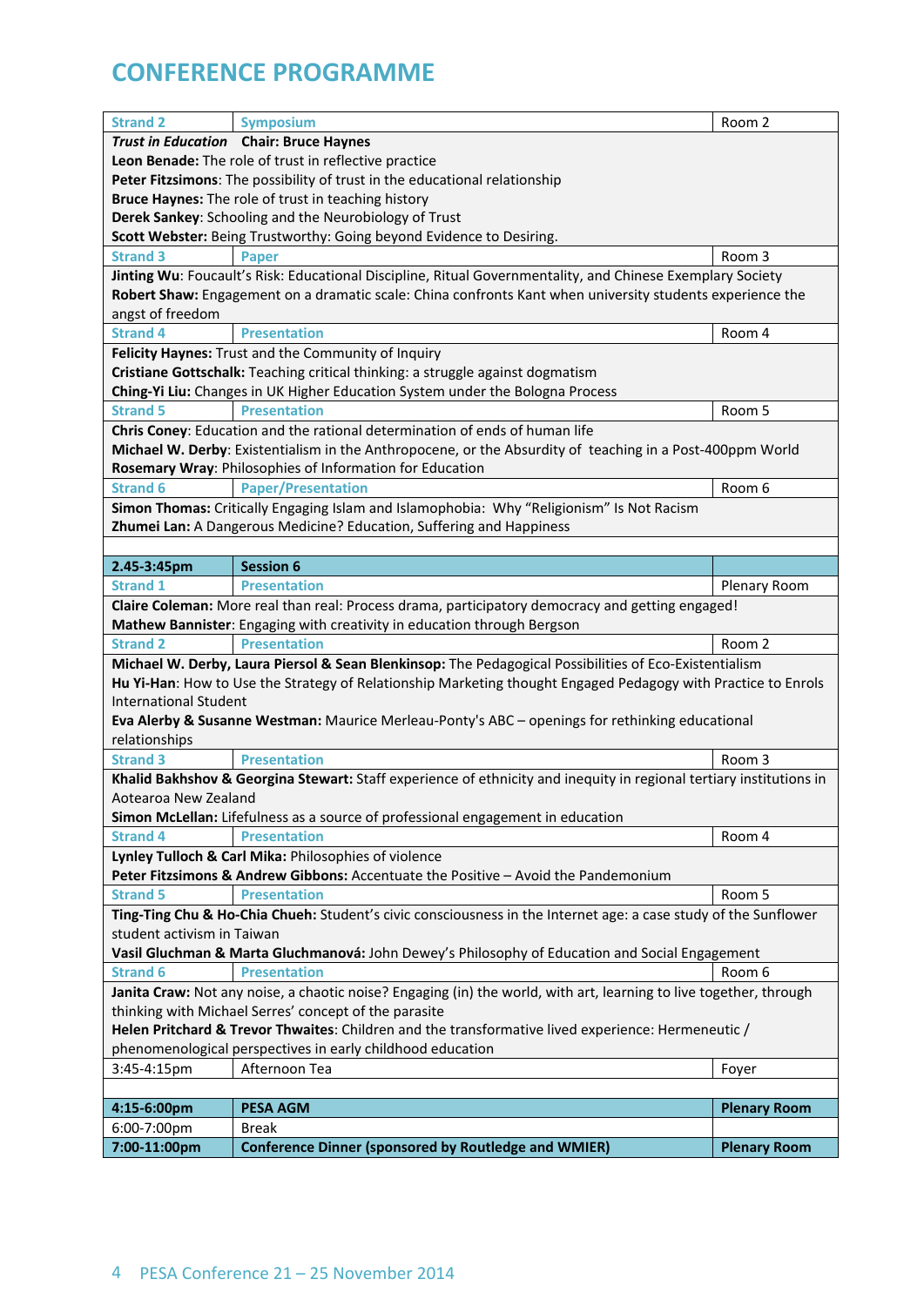## CONFERENCE PROGRAMME

| Strand 2 | Symposium | Room 2 |
|---|---|---|
| ***Trust in Education* Chair: Bruce Haynes**<br>**Leon Benade:** The role of trust in reflective practice<br>**Peter Fitzsimons**: The possibility of trust in the educational relationship<br>**Bruce Haynes:** The role of trust in teaching history<br>**Derek Sankey**: Schooling and the Neurobiology of Trust<br>**Scott Webster:** Being Trustworthy: Going beyond Evidence to Desiring. | | |
| Strand 3 | Paper | Room 3 |
| **Jinting Wu**: Foucault's Risk: Educational Discipline, Ritual Governmentality, and Chinese Exemplary Society<br>**Robert Shaw:** Engagement on a dramatic scale: China confronts Kant when university students experience the angst of freedom | | |
| Strand 4 | Presentation | Room 4 |
| **Felicity Haynes:** Trust and the Community of Inquiry<br>**Cristiane Gottschalk:** Teaching critical thinking: a struggle against dogmatism<br>**Ching-Yi Liu:** Changes in UK Higher Education System under the Bologna Process | | |
| Strand 5 | Presentation | Room 5 |
| **Chris Coney**: Education and the rational determination of ends of human life<br>**Michael W. Derby**: Existentialism in the Anthropocene, or the Absurdity of teaching in a Post-400ppm World<br>**Rosemary Wray**: Philosophies of Information for Education | | |
| Strand 6 | Paper/Presentation | Room 6 |
| **Simon Thomas:** Critically Engaging Islam and Islamophobia: Why "Religionism" Is Not Racism<br>**Zhumei Lan:** A Dangerous Medicine? Education, Suffering and Happiness | | |
| | | |
| **2.45-3:45pm** | **Session 6** | |
| Strand 1 | Presentation | Plenary Room |
| **Claire Coleman:** More real than real: Process drama, participatory democracy and getting engaged!<br>**Mathew Bannister**: Engaging with creativity in education through Bergson | | |
| Strand 2 | Presentation | Room 2 |
| **Michael W. Derby, Laura Piersol & Sean Blenkinsop:** The Pedagogical Possibilities of Eco-Existentialism<br>**Hu Yi-Han**: How to Use the Strategy of Relationship Marketing thought Engaged Pedagogy with Practice to Enrols International Student<br>**Eva Alerby & Susanne Westman:** Maurice Merleau-Ponty's ABC – openings for rethinking educational relationships | | |
| Strand 3 | Presentation | Room 3 |
| **Khalid Bakhshov & Georgina Stewart:** Staff experience of ethnicity and inequity in regional tertiary institutions in Aotearoa New Zealand<br>**Simon McLellan:** Lifefulness as a source of professional engagement in education | | |
| Strand 4 | Presentation | Room 4 |
| **Lynley Tulloch & Carl Mika:** Philosophies of violence<br>**Peter Fitzsimons & Andrew Gibbons:** Accentuate the Positive – Avoid the Pandemonium | | |
| Strand 5 | Presentation | Room 5 |
| **Ting-Ting Chu & Ho-Chia Chueh:** Student's civic consciousness in the Internet age: a case study of the Sunflower student activism in Taiwan<br>**Vasil Gluchman & Marta Gluchmanová:** John Dewey's Philosophy of Education and Social Engagement | | |
| Strand 6 | Presentation | Room 6 |
| **Janita Craw:** Not any noise, a chaotic noise? Engaging (in) the world, with art, learning to live together, through thinking with Michael Serres' concept of the parasite<br>**Helen Pritchard & Trevor Thwaites**: Children and the transformative lived experience: Hermeneutic / phenomenological perspectives in early childhood education | | |
| 3:45-4:15pm | Afternoon Tea | Foyer |
| | | |
| **4:15-6:00pm** | **PESA AGM** | **Plenary Room** |
| 6:00-7:00pm | Break | |
| **7:00-11:00pm** | **Conference Dinner (sponsored by Routledge and WMIER)** | **Plenary Room** |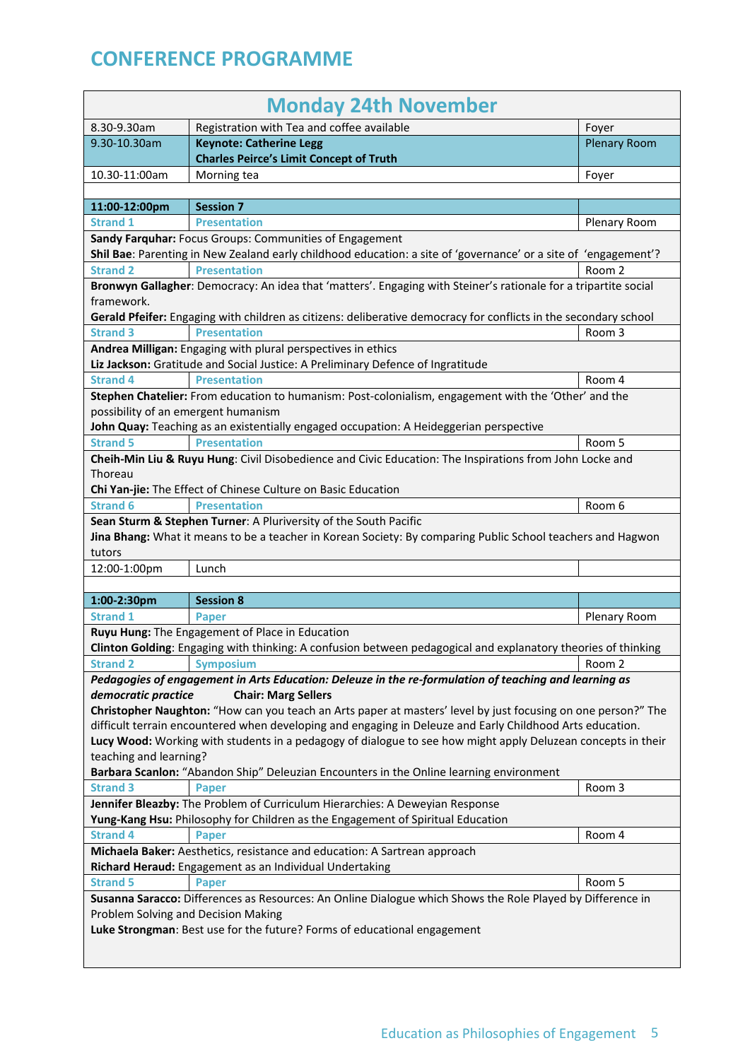# CONFERENCE PROGRAMME

## Monday 24th November

| Time | Event | Location |
|---|---|---|
| 8.30-9.30am | Registration with Tea and coffee available | Foyer |
| 9.30-10.30am | **Keynote: Catherine Legg**<br>**Charles Peirce's Limit Concept of Truth** | Plenary Room |
| 10.30-11:00am | Morning tea | Foyer |
| | | |
| **11:00-12:00pm** | **Session 7** | |
| Strand 1 | Presentation | Plenary Room |
| **Sandy Farquhar:** Focus Groups: Communities of Engagement<br>**Shil Bae**: Parenting in New Zealand early childhood education: a site of 'governance' or a site of 'engagement'? | | |
| Strand 2 | Presentation | Room 2 |
| **Bronwyn Gallagher**: Democracy: An idea that 'matters'. Engaging with Steiner's rationale for a tripartite social framework.<br>**Gerald Pfeifer:** Engaging with children as citizens: deliberative democracy for conflicts in the secondary school | | |
| Strand 3 | Presentation | Room 3 |
| **Andrea Milligan:** Engaging with plural perspectives in ethics<br>**Liz Jackson:** Gratitude and Social Justice: A Preliminary Defence of Ingratitude | | |
| Strand 4 | Presentation | Room 4 |
| **Stephen Chatelier:** From education to humanism: Post-colonialism, engagement with the 'Other' and the possibility of an emergent humanism<br>**John Quay:** Teaching as an existentially engaged occupation: A Heideggerian perspective | | |
| Strand 5 | Presentation | Room 5 |
| **Cheih-Min Liu & Ruyu Hung**: Civil Disobedience and Civic Education: The Inspirations from John Locke and Thoreau<br>**Chi Yan-jie:** The Effect of Chinese Culture on Basic Education | | |
| Strand 6 | Presentation | Room 6 |
| **Sean Sturm & Stephen Turner**: A Pluriversity of the South Pacific<br>**Jina Bhang:** What it means to be a teacher in Korean Society: By comparing Public School teachers and Hagwon tutors | | |
| 12:00-1:00pm | Lunch | |
| | | |
| **1:00-2:30pm** | **Session 8** | |
| Strand 1 | Paper | Plenary Room |
| **Ruyu Hung:** The Engagement of Place in Education<br>**Clinton Golding**: Engaging with thinking: A confusion between pedagogical and explanatory theories of thinking | | |
| Strand 2 | Symposium | Room 2 |
| ***Pedagogies of engagement in Arts Education: Deleuze in the re-formulation of teaching and learning as democratic practice*** **Chair: Marg Sellers**<br>**Christopher Naughton:** "How can you teach an Arts paper at masters' level by just focusing on one person?" The difficult terrain encountered when developing and engaging in Deleuze and Early Childhood Arts education.<br>**Lucy Wood:** Working with students in a pedagogy of dialogue to see how might apply Deluzean concepts in their teaching and learning?<br>**Barbara Scanlon:** "Abandon Ship" Deleuzian Encounters in the Online learning environment | | |
| Strand 3 | Paper | Room 3 |
| **Jennifer Bleazby:** The Problem of Curriculum Hierarchies: A Deweyian Response<br>**Yung-Kang Hsu:** Philosophy for Children as the Engagement of Spiritual Education | | |
| Strand 4 | Paper | Room 4 |
| **Michaela Baker:** Aesthetics, resistance and education: A Sartrean approach<br>**Richard Heraud:** Engagement as an Individual Undertaking | | |
| Strand 5 | Paper | Room 5 |
| **Susanna Saracco:** Differences as Resources: An Online Dialogue which Shows the Role Played by Difference in Problem Solving and Decision Making<br>**Luke Strongman**: Best use for the future? Forms of educational engagement | | |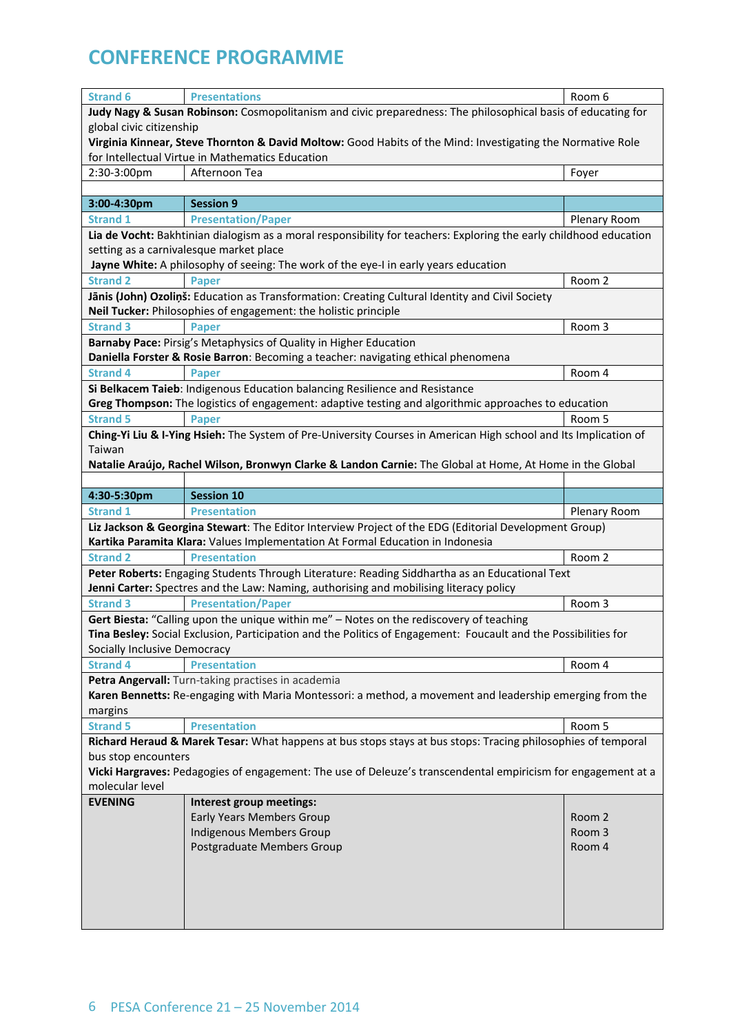# CONFERENCE PROGRAMME

| Strand 6 | Presentations | Room 6 |
|---|---|---|
| **Judy Nagy & Susan Robinson:** Cosmopolitanism and civic preparedness: The philosophical basis of educating for global civic citizenship<br>**Virginia Kinnear, Steve Thornton & David Moltow:** Good Habits of the Mind: Investigating the Normative Role for Intellectual Virtue in Mathematics Education | | |
| 2:30-3:00pm | Afternoon Tea | Foyer |
| | | |
| **3:00-4:30pm** | **Session 9** | |
| Strand 1 | Presentation/Paper | Plenary Room |
| **Lia de Vocht:** Bakhtinian dialogism as a moral responsibility for teachers: Exploring the early childhood education setting as a carnivalesque market place<br>**Jayne White:** A philosophy of seeing: The work of the eye-I in early years education | | |
| Strand 2 | Paper | Room 2 |
| **Jānis (John) Ozoliņš:** Education as Transformation: Creating Cultural Identity and Civil Society<br>**Neil Tucker:** Philosophies of engagement: the holistic principle | | |
| Strand 3 | Paper | Room 3 |
| **Barnaby Pace:** Pirsig's Metaphysics of Quality in Higher Education<br>**Daniella Forster & Rosie Barron**: Becoming a teacher: navigating ethical phenomena | | |
| Strand 4 | Paper | Room 4 |
| **Si Belkacem Taieb**: Indigenous Education balancing Resilience and Resistance<br>**Greg Thompson:** The logistics of engagement: adaptive testing and algorithmic approaches to education | | |
| Strand 5 | Paper | Room 5 |
| **Ching-Yi Liu & I-Ying Hsieh:** The System of Pre-University Courses in American High school and Its Implication of Taiwan<br>**Natalie Araújo, Rachel Wilson, Bronwyn Clarke & Landon Carnie:** The Global at Home, At Home in the Global | | |
| | | |
| **4:30-5:30pm** | **Session 10** | |
| Strand 1 | Presentation | Plenary Room |
| **Liz Jackson & Georgina Stewart**: The Editor Interview Project of the EDG (Editorial Development Group)<br>**Kartika Paramita Klara:** Values Implementation At Formal Education in Indonesia | | |
| Strand 2 | Presentation | Room 2 |
| **Peter Roberts:** Engaging Students Through Literature: Reading Siddhartha as an Educational Text<br>**Jenni Carter:** Spectres and the Law: Naming, authorising and mobilising literacy policy | | |
| Strand 3 | Presentation/Paper | Room 3 |
| **Gert Biesta:** "Calling upon the unique within me" – Notes on the rediscovery of teaching<br>**Tina Besley:** Social Exclusion, Participation and the Politics of Engagement: Foucault and the Possibilities for Socially Inclusive Democracy | | |
| Strand 4 | Presentation | Room 4 |
| **Petra Angervall:** Turn-taking practises in academia<br>**Karen Bennetts:** Re-engaging with Maria Montessori: a method, a movement and leadership emerging from the margins | | |
| Strand 5 | Presentation | Room 5 |
| **Richard Heraud & Marek Tesar:** What happens at bus stops stays at bus stops: Tracing philosophies of temporal bus stop encounters<br>**Vicki Hargraves:** Pedagogies of engagement: The use of Deleuze's transcendental empiricism for engagement at a molecular level | | |
| **EVENING** | **Interest group meetings:**<br>Early Years Members Group<br>Indigenous Members Group<br>Postgraduate Members Group | <br>Room 2<br>Room 3<br>Room 4 |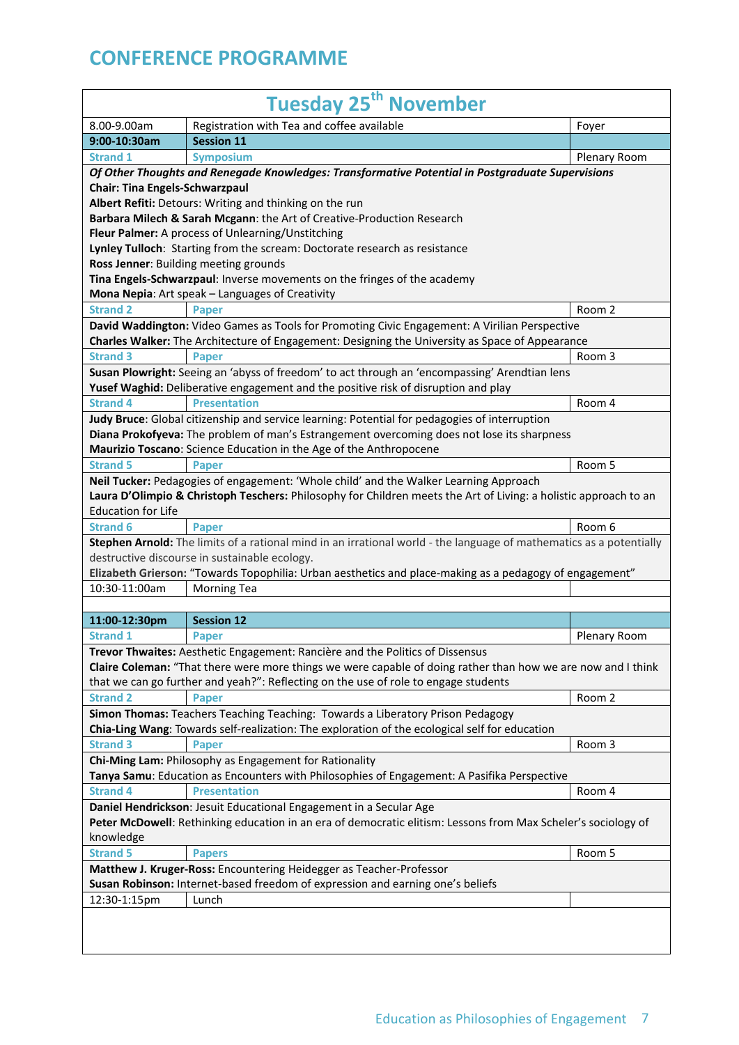# CONFERENCE PROGRAMME

| Tuesday 25th November | | |
|---|---|---|
| 8.00-9.00am | Registration with Tea and coffee available | Foyer |
| **9:00-10:30am** | **Session 11** | |
| **Strand 1** | **Symposium** | Plenary Room |
| ***Of Other Thoughts and Renegade Knowledges: Transformative Potential in Postgraduate Supervisions***<br>**Chair: Tina Engels-Schwarzpaul**<br>**Albert Refiti:** Detours: Writing and thinking on the run<br>**Barbara Milech & Sarah Mcgann**: the Art of Creative-Production Research<br>**Fleur Palmer:** A process of Unlearning/Unstitching<br>**Lynley Tulloch**: Starting from the scream: Doctorate research as resistance<br>**Ross Jenner**: Building meeting grounds<br>**Tina Engels-Schwarzpaul**: Inverse movements on the fringes of the academy<br>**Mona Nepia**: Art speak – Languages of Creativity | | |
| **Strand 2** | **Paper** | Room 2 |
| **David Waddington:** Video Games as Tools for Promoting Civic Engagement: A Virilian Perspective<br>**Charles Walker:** The Architecture of Engagement: Designing the University as Space of Appearance | | |
| **Strand 3** | **Paper** | Room 3 |
| **Susan Plowright:** Seeing an 'abyss of freedom' to act through an 'encompassing' Arendtian lens<br>**Yusef Waghid:** Deliberative engagement and the positive risk of disruption and play | | |
| **Strand 4** | **Presentation** | Room 4 |
| **Judy Bruce**: Global citizenship and service learning: Potential for pedagogies of interruption<br>**Diana Prokofyeva:** The problem of man's Estrangement overcoming does not lose its sharpness<br>**Maurizio Toscano**: Science Education in the Age of the Anthropocene | | |
| **Strand 5** | **Paper** | Room 5 |
| **Neil Tucker:** Pedagogies of engagement: 'Whole child' and the Walker Learning Approach<br>**Laura D'Olimpio & Christoph Teschers:** Philosophy for Children meets the Art of Living: a holistic approach to an Education for Life | | |
| **Strand 6** | **Paper** | Room 6 |
| **Stephen Arnold:** The limits of a rational mind in an irrational world - the language of mathematics as a potentially destructive discourse in sustainable ecology.<br>**Elizabeth Grierson:** "Towards Topophilia: Urban aesthetics and place-making as a pedagogy of engagement" | | |
| 10:30-11:00am | Morning Tea | |
| | | |
| **11:00-12:30pm** | **Session 12** | |
| **Strand 1** | **Paper** | Plenary Room |
| **Trevor Thwaites:** Aesthetic Engagement: Rancière and the Politics of Dissensus<br>**Claire Coleman:** "That there were more things we were capable of doing rather than how we are now and I think that we can go further and yeah?": Reflecting on the use of role to engage students | | |
| **Strand 2** | **Paper** | Room 2 |
| **Simon Thomas:** Teachers Teaching Teaching: Towards a Liberatory Prison Pedagogy<br>**Chia-Ling Wang**: Towards self-realization: The exploration of the ecological self for education | | |
| **Strand 3** | **Paper** | Room 3 |
| **Chi-Ming Lam:** Philosophy as Engagement for Rationality<br>**Tanya Samu**: Education as Encounters with Philosophies of Engagement: A Pasifika Perspective | | |
| **Strand 4** | **Presentation** | Room 4 |
| **Daniel Hendrickson**: Jesuit Educational Engagement in a Secular Age<br>**Peter McDowell**: Rethinking education in an era of democratic elitism: Lessons from Max Scheler's sociology of knowledge | | |
| **Strand 5** | **Papers** | Room 5 |
| **Matthew J. Kruger-Ross:** Encountering Heidegger as Teacher-Professor<br>**Susan Robinson:** Internet-based freedom of expression and earning one's beliefs | | |
| 12:30-1:15pm | Lunch | |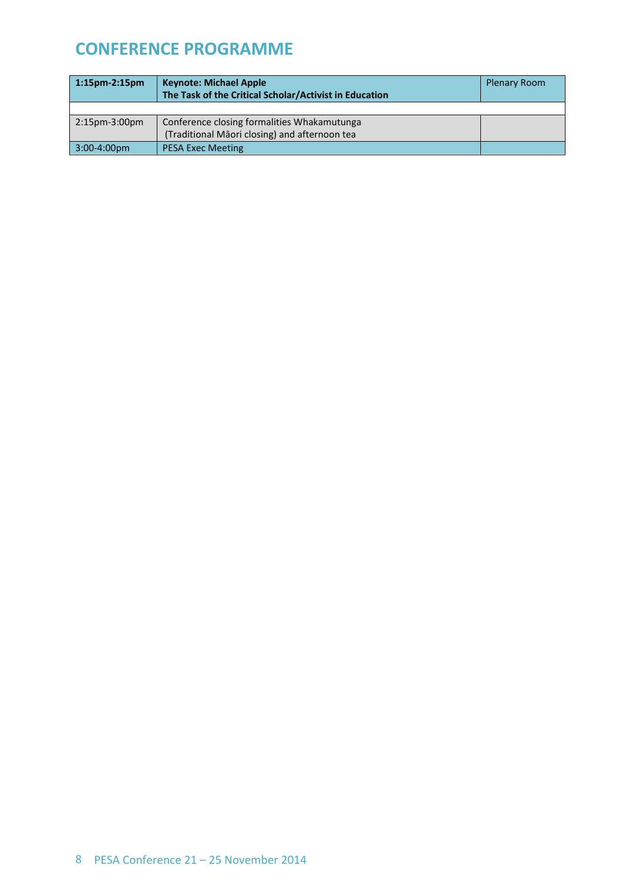# CONFERENCE PROGRAMME

| | | |
|---|---|---|
| **1:15pm-2:15pm** | **Keynote: Michael Apple**<br>**The Task of the Critical Scholar/Activist in Education** | Plenary Room |
| | | |
| 2:15pm-3:00pm | Conference closing formalities Whakamutunga (Traditional Māori closing) and afternoon tea | |
| 3:00-4:00pm | PESA Exec Meeting | |